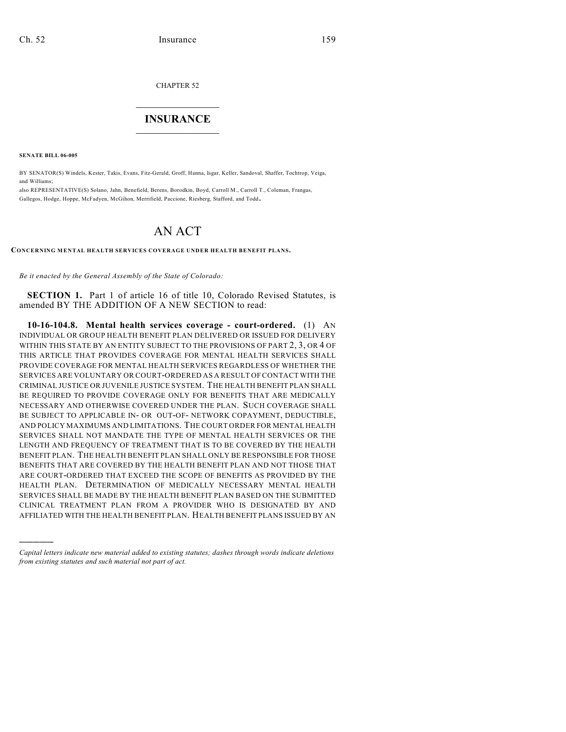CHAPTER 52

# INSURANCE

**SENATE BILL 06-005**

BY SENATOR(S) Windels, Kester, Takis, Evans, Fitz-Gerald, Groff, Hanna, Isgar, Keller, Sandoval, Shaffer, Tochtrop, Veiga, and Williams;

also REPRESENTATIVE(S) Solano, Jahn, Benefield, Berens, Borodkin, Boyd, Carroll M., Carroll T., Coleman, Frangas, Gallegos, Hodge, Hoppe, McFadyen, McGihon, Merrifield, Paccione, Riesberg, Stafford, and Todd.

# AN ACT

**CONCERNING MENTAL HEALTH SERVICES COVERAGE UNDER HEALTH BENEFIT PLANS.**

*Be it enacted by the General Assembly of the State of Colorado:*

**SECTION 1.** Part 1 of article 16 of title 10, Colorado Revised Statutes, is amended BY THE ADDITION OF A NEW SECTION to read:

**10-16-104.8. Mental health services coverage - court-ordered.** (1) AN INDIVIDUAL OR GROUP HEALTH BENEFIT PLAN DELIVERED OR ISSUED FOR DELIVERY WITHIN THIS STATE BY AN ENTITY SUBJECT TO THE PROVISIONS OF PART 2, 3, OR 4 OF THIS ARTICLE THAT PROVIDES COVERAGE FOR MENTAL HEALTH SERVICES SHALL PROVIDE COVERAGE FOR MENTAL HEALTH SERVICES REGARDLESS OF WHETHER THE SERVICES ARE VOLUNTARY OR COURT-ORDERED AS A RESULT OF CONTACT WITH THE CRIMINAL JUSTICE OR JUVENILE JUSTICE SYSTEM. THE HEALTH BENEFIT PLAN SHALL BE REQUIRED TO PROVIDE COVERAGE ONLY FOR BENEFITS THAT ARE MEDICALLY NECESSARY AND OTHERWISE COVERED UNDER THE PLAN. SUCH COVERAGE SHALL BE SUBJECT TO APPLICABLE IN- OR OUT-OF- NETWORK COPAYMENT, DEDUCTIBLE, AND POLICY MAXIMUMS AND LIMITATIONS. THE COURT ORDER FOR MENTAL HEALTH SERVICES SHALL NOT MANDATE THE TYPE OF MENTAL HEALTH SERVICES OR THE LENGTH AND FREQUENCY OF TREATMENT THAT IS TO BE COVERED BY THE HEALTH BENEFIT PLAN. THE HEALTH BENEFIT PLAN SHALL ONLY BE RESPONSIBLE FOR THOSE BENEFITS THAT ARE COVERED BY THE HEALTH BENEFIT PLAN AND NOT THOSE THAT ARE COURT-ORDERED THAT EXCEED THE SCOPE OF BENEFITS AS PROVIDED BY THE HEALTH PLAN. DETERMINATION OF MEDICALLY NECESSARY MENTAL HEALTH SERVICES SHALL BE MADE BY THE HEALTH BENEFIT PLAN BASED ON THE SUBMITTED CLINICAL TREATMENT PLAN FROM A PROVIDER WHO IS DESIGNATED BY AND AFFILIATED WITH THE HEALTH BENEFIT PLAN. HEALTH BENEFIT PLANS ISSUED BY AN

---

*Capital letters indicate new material added to existing statutes; dashes through words indicate deletions from existing statutes and such material not part of act.*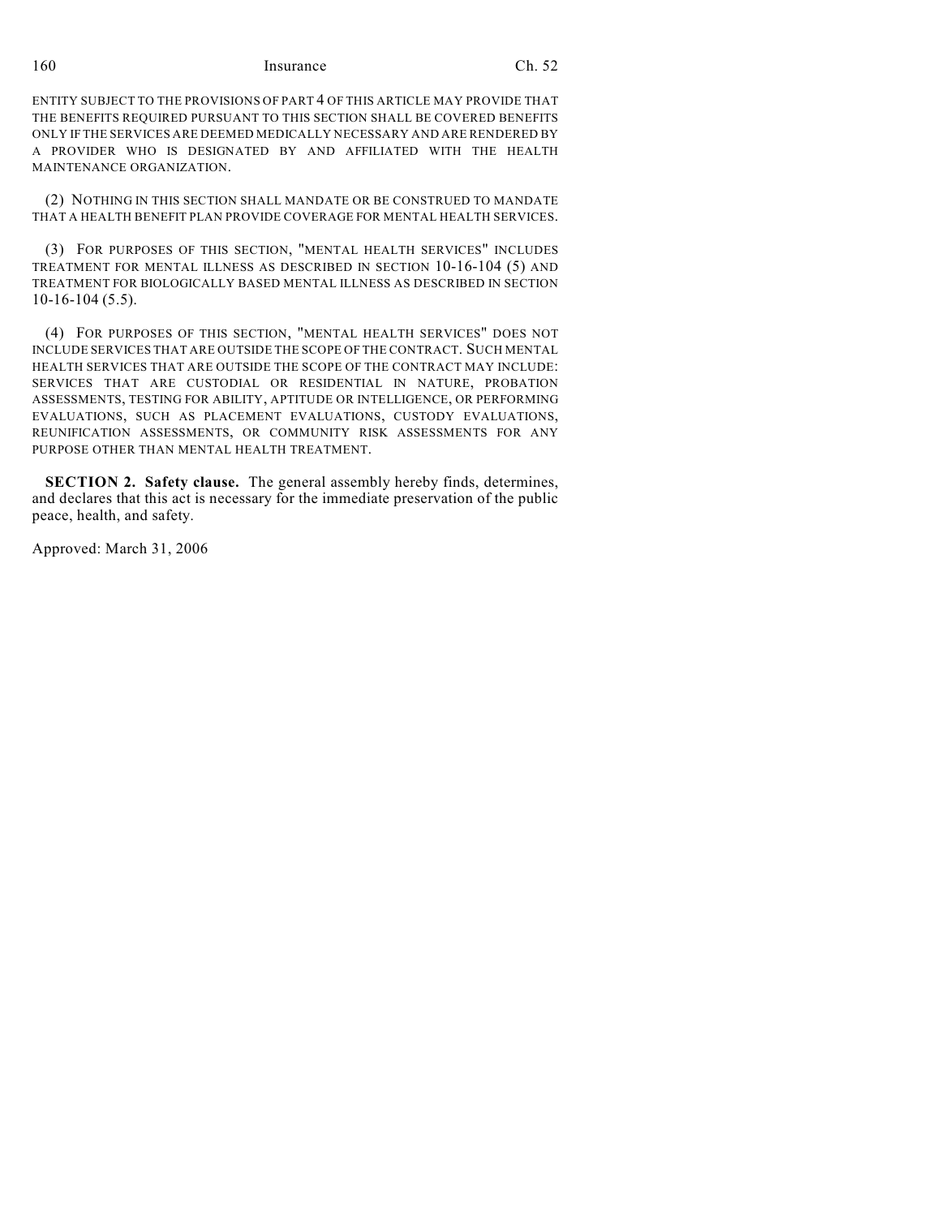ENTITY SUBJECT TO THE PROVISIONS OF PART 4 OF THIS ARTICLE MAY PROVIDE THAT THE BENEFITS REQUIRED PURSUANT TO THIS SECTION SHALL BE COVERED BENEFITS ONLY IF THE SERVICES ARE DEEMED MEDICALLY NECESSARY AND ARE RENDERED BY A PROVIDER WHO IS DESIGNATED BY AND AFFILIATED WITH THE HEALTH MAINTENANCE ORGANIZATION.

(2) NOTHING IN THIS SECTION SHALL MANDATE OR BE CONSTRUED TO MANDATE THAT A HEALTH BENEFIT PLAN PROVIDE COVERAGE FOR MENTAL HEALTH SERVICES.

(3) FOR PURPOSES OF THIS SECTION, "MENTAL HEALTH SERVICES" INCLUDES TREATMENT FOR MENTAL ILLNESS AS DESCRIBED IN SECTION 10-16-104 (5) AND TREATMENT FOR BIOLOGICALLY BASED MENTAL ILLNESS AS DESCRIBED IN SECTION 10-16-104 (5.5).

(4) FOR PURPOSES OF THIS SECTION, "MENTAL HEALTH SERVICES" DOES NOT INCLUDE SERVICES THAT ARE OUTSIDE THE SCOPE OF THE CONTRACT. SUCH MENTAL HEALTH SERVICES THAT ARE OUTSIDE THE SCOPE OF THE CONTRACT MAY INCLUDE: SERVICES THAT ARE CUSTODIAL OR RESIDENTIAL IN NATURE, PROBATION ASSESSMENTS, TESTING FOR ABILITY, APTITUDE OR INTELLIGENCE, OR PERFORMING EVALUATIONS, SUCH AS PLACEMENT EVALUATIONS, CUSTODY EVALUATIONS, REUNIFICATION ASSESSMENTS, OR COMMUNITY RISK ASSESSMENTS FOR ANY PURPOSE OTHER THAN MENTAL HEALTH TREATMENT.

**SECTION 2. Safety clause.** The general assembly hereby finds, determines, and declares that this act is necessary for the immediate preservation of the public peace, health, and safety.

Approved: March 31, 2006